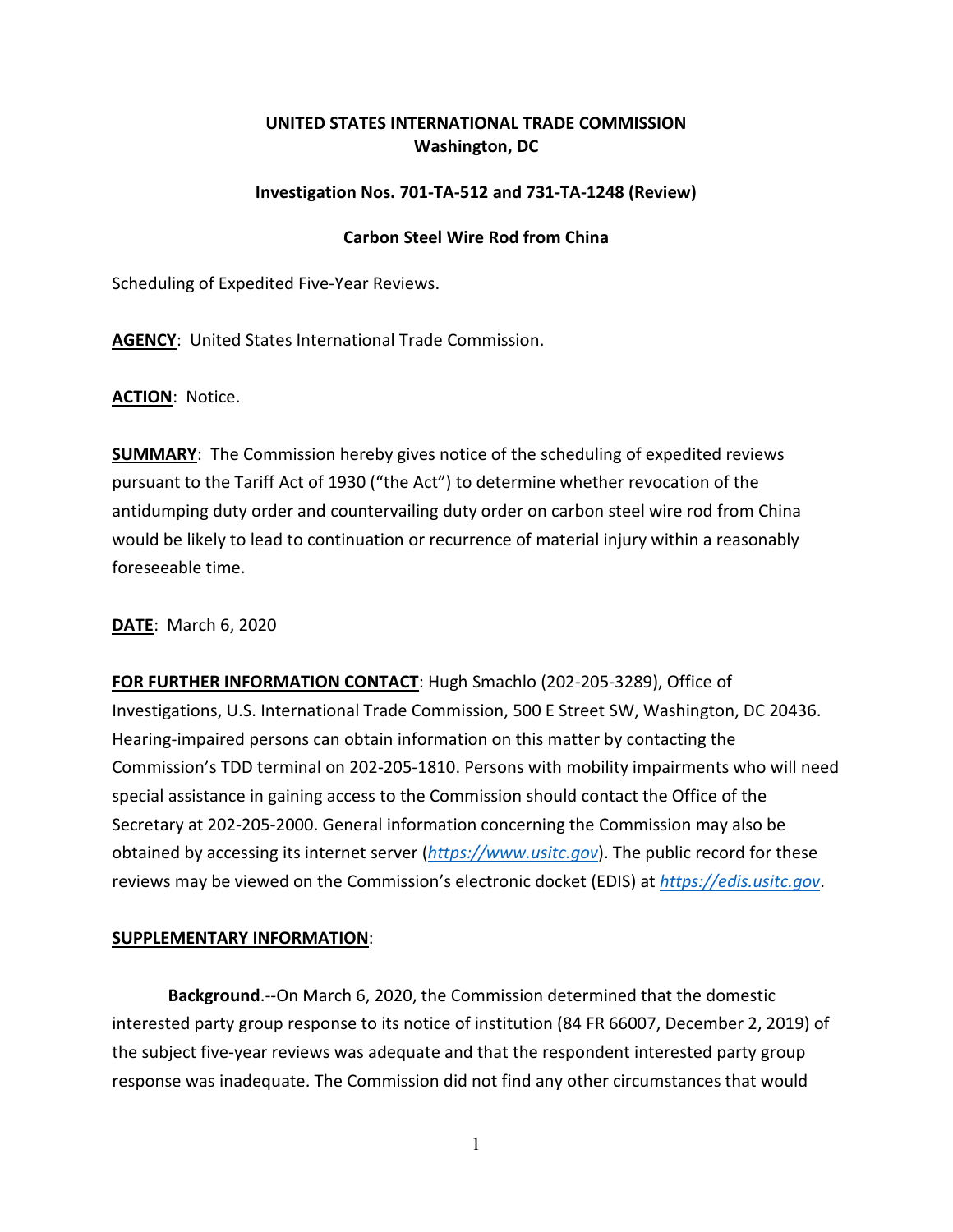**UNITED STATES INTERNATIONAL TRADE COMMISSION**
**Washington, DC**

**Investigation Nos. 701-TA-512 and 731-TA-1248 (Review)**

**Carbon Steel Wire Rod from China**

Scheduling of Expedited Five-Year Reviews.

**AGENCY**: United States International Trade Commission.

**ACTION**: Notice.

**SUMMARY**: The Commission hereby gives notice of the scheduling of expedited reviews pursuant to the Tariff Act of 1930 ("the Act") to determine whether revocation of the antidumping duty order and countervailing duty order on carbon steel wire rod from China would be likely to lead to continuation or recurrence of material injury within a reasonably foreseeable time.

**DATE**: March 6, 2020

**FOR FURTHER INFORMATION CONTACT**: Hugh Smachlo (202-205-3289), Office of Investigations, U.S. International Trade Commission, 500 E Street SW, Washington, DC 20436. Hearing-impaired persons can obtain information on this matter by contacting the Commission's TDD terminal on 202-205-1810. Persons with mobility impairments who will need special assistance in gaining access to the Commission should contact the Office of the Secretary at 202-205-2000. General information concerning the Commission may also be obtained by accessing its internet server (*https://www.usitc.gov*). The public record for these reviews may be viewed on the Commission's electronic docket (EDIS) at *https://edis.usitc.gov*.

**SUPPLEMENTARY INFORMATION**:

**Background**.--On March 6, 2020, the Commission determined that the domestic interested party group response to its notice of institution (84 FR 66007, December 2, 2019) of the subject five-year reviews was adequate and that the respondent interested party group response was inadequate. The Commission did not find any other circumstances that would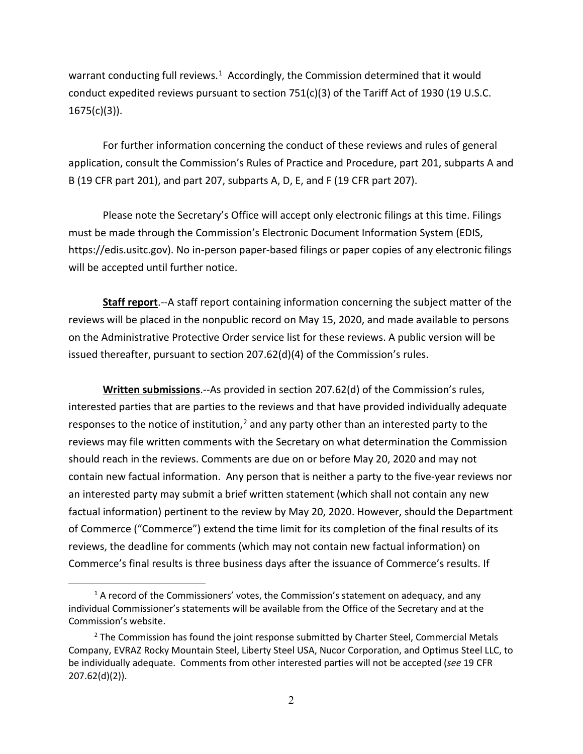warrant conducting full reviews.[1] Accordingly, the Commission determined that it would conduct expedited reviews pursuant to section 751(c)(3) of the Tariff Act of 1930 (19 U.S.C. 1675(c)(3)).

For further information concerning the conduct of these reviews and rules of general application, consult the Commission's Rules of Practice and Procedure, part 201, subparts A and B (19 CFR part 201), and part 207, subparts A, D, E, and F (19 CFR part 207).

Please note the Secretary's Office will accept only electronic filings at this time. Filings must be made through the Commission's Electronic Document Information System (EDIS, https://edis.usitc.gov). No in-person paper-based filings or paper copies of any electronic filings will be accepted until further notice.

**Staff report**.--A staff report containing information concerning the subject matter of the reviews will be placed in the nonpublic record on May 15, 2020, and made available to persons on the Administrative Protective Order service list for these reviews. A public version will be issued thereafter, pursuant to section 207.62(d)(4) of the Commission's rules.

**Written submissions**.--As provided in section 207.62(d) of the Commission's rules, interested parties that are parties to the reviews and that have provided individually adequate responses to the notice of institution,[2] and any party other than an interested party to the reviews may file written comments with the Secretary on what determination the Commission should reach in the reviews. Comments are due on or before May 20, 2020 and may not contain new factual information. Any person that is neither a party to the five-year reviews nor an interested party may submit a brief written statement (which shall not contain any new factual information) pertinent to the review by May 20, 2020. However, should the Department of Commerce ("Commerce") extend the time limit for its completion of the final results of its reviews, the deadline for comments (which may not contain new factual information) on Commerce's final results is three business days after the issuance of Commerce's results. If

[1] A record of the Commissioners' votes, the Commission's statement on adequacy, and any individual Commissioner's statements will be available from the Office of the Secretary and at the Commission's website.

[2] The Commission has found the joint response submitted by Charter Steel, Commercial Metals Company, EVRAZ Rocky Mountain Steel, Liberty Steel USA, Nucor Corporation, and Optimus Steel LLC, to be individually adequate. Comments from other interested parties will not be accepted (*see* 19 CFR 207.62(d)(2)).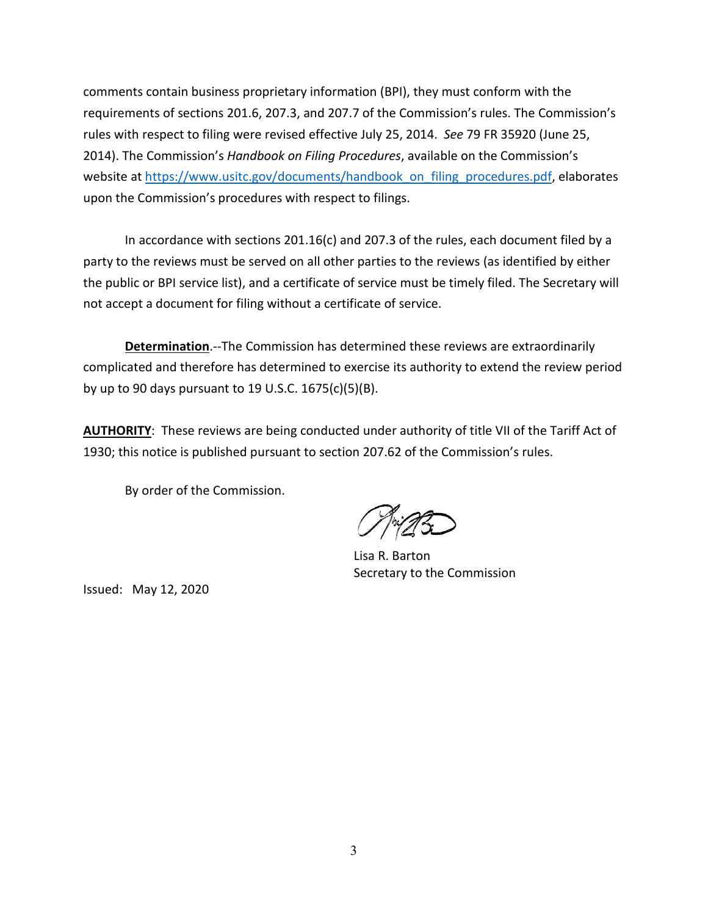comments contain business proprietary information (BPI), they must conform with the requirements of sections 201.6, 207.3, and 207.7 of the Commission's rules. The Commission's rules with respect to filing were revised effective July 25, 2014. *See* 79 FR 35920 (June 25, 2014). The Commission's *Handbook on Filing Procedures*, available on the Commission's website at https://www.usitc.gov/documents/handbook_on_filing_procedures.pdf, elaborates upon the Commission's procedures with respect to filings.

In accordance with sections 201.16(c) and 207.3 of the rules, each document filed by a party to the reviews must be served on all other parties to the reviews (as identified by either the public or BPI service list), and a certificate of service must be timely filed. The Secretary will not accept a document for filing without a certificate of service.

**Determination**.--The Commission has determined these reviews are extraordinarily complicated and therefore has determined to exercise its authority to extend the review period by up to 90 days pursuant to 19 U.S.C. 1675(c)(5)(B).

**AUTHORITY**: These reviews are being conducted under authority of title VII of the Tariff Act of 1930; this notice is published pursuant to section 207.62 of the Commission's rules.

By order of the Commission.

Lisa R. Barton
Secretary to the Commission

Issued: May 12, 2020